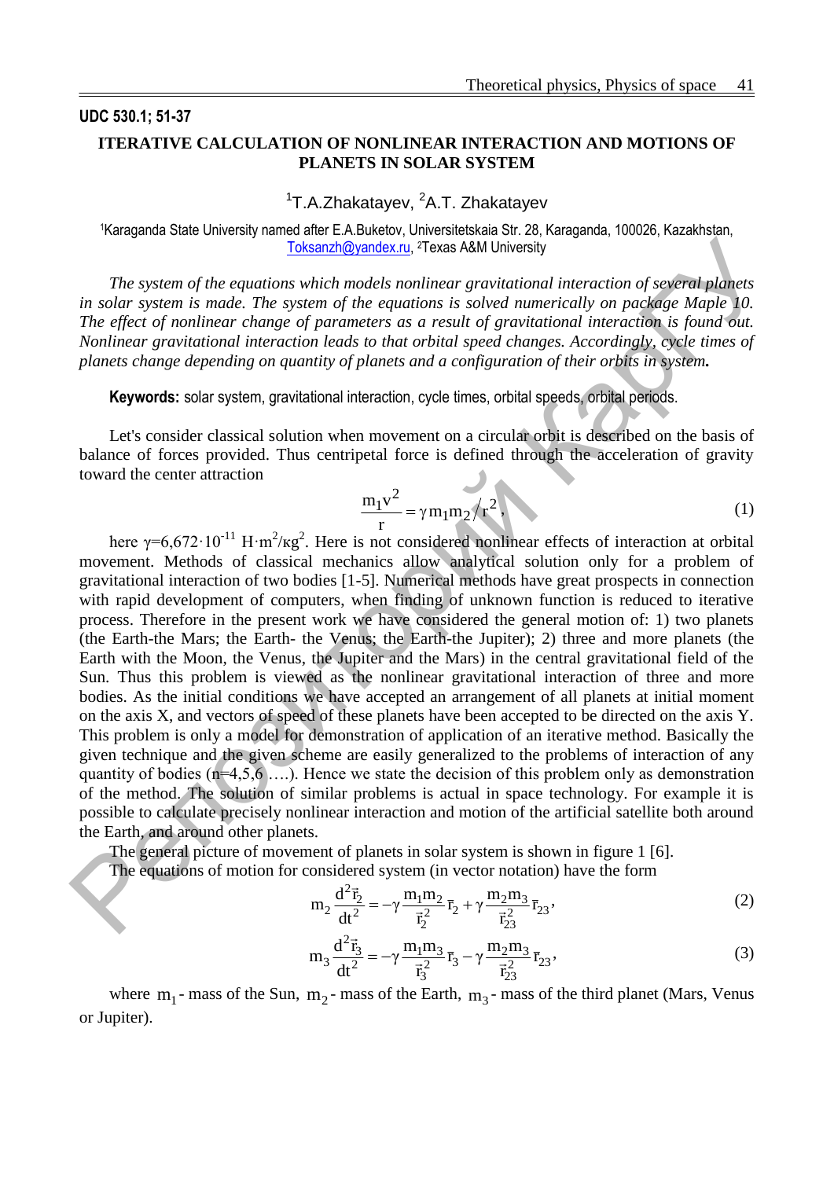UDC 530.1; 51-37

# ITERATIVE CALCULATION OF NONLINEAR INTERACTION AND MOTIONS OF PLANETS IN SOLAR SYSTEM

[1]T.A.Zhakatayev, [2]A.T. Zhakatayev

[1]Karaganda State University named after E.A.Buketov, Universitetskaia Str. 28, Karaganda, 100026, Kazakhstan, Toksanzh@yandex.ru, [2]Texas A&M University

*The system of the equations which models nonlinear gravitational interaction of several planets in solar system is made. The system of the equations is solved numerically on package Maple 10. The effect of nonlinear change of parameters as a result of gravitational interaction is found out. Nonlinear gravitational interaction leads to that orbital speed changes. Accordingly, cycle times of planets change depending on quantity of planets and a configuration of their orbits in system.*

**Keywords:** solar system, gravitational interaction, cycle times, orbital speeds, orbital periods.

Let's consider classical solution when movement on a circular orbit is described on the basis of balance of forces provided. Thus centripetal force is defined through the acceleration of gravity toward the center attraction

$$\frac{m_1 v^2}{r} = \gamma m_1 m_2 / r^2, \tag{1}$$

here $\gamma$=6,672·$10^{-11}$ H·m$^2$/кg$^2$. Here is not considered nonlinear effects of interaction at orbital movement. Methods of classical mechanics allow analytical solution only for a problem of gravitational interaction of two bodies [1-5]. Numerical methods have great prospects in connection with rapid development of computers, when finding of unknown function is reduced to iterative process. Therefore in the present work we have considered the general motion of: 1) two planets (the Earth-the Mars; the Earth- the Venus; the Earth-the Jupiter); 2) three and more planets (the Earth with the Moon, the Venus, the Jupiter and the Mars) in the central gravitational field of the Sun. Thus this problem is viewed as the nonlinear gravitational interaction of three and more bodies. As the initial conditions we have accepted an arrangement of all planets at initial moment on the axis X, and vectors of speed of these planets have been accepted to be directed on the axis Y. This problem is only a model for demonstration of application of an iterative method. Basically the given technique and the given scheme are easily generalized to the problems of interaction of any quantity of bodies (n=4,5,6 ….). Hence we state the decision of this problem only as demonstration of the method. The solution of similar problems is actual in space technology. For example it is possible to calculate precisely nonlinear interaction and motion of the artificial satellite both around the Earth, and around other planets.

The general picture of movement of planets in solar system is shown in figure 1 [6].

The equations of motion for considered system (in vector notation) have the form

$$m_2 \frac{d^2 \vec{r}_2}{dt^2} = -\gamma \frac{m_1 m_2}{\vec{r}_2^{\,2}} \bar{r}_2 + \gamma \frac{m_2 m_3}{\vec{r}_{23}^{\,2}} \bar{r}_{23}, \tag{2}$$

$$m_3 \frac{d^2 \vec{r}_3}{dt^2} = -\gamma \frac{m_1 m_3}{\vec{r}_3^{\,2}} \bar{r}_3 - \gamma \frac{m_2 m_3}{\vec{r}_{23}^{\,2}} \bar{r}_{23}, \tag{3}$$

where $m_1$ - mass of the Sun, $m_2$ - mass of the Earth, $m_3$ - mass of the third planet (Mars, Venus or Jupiter).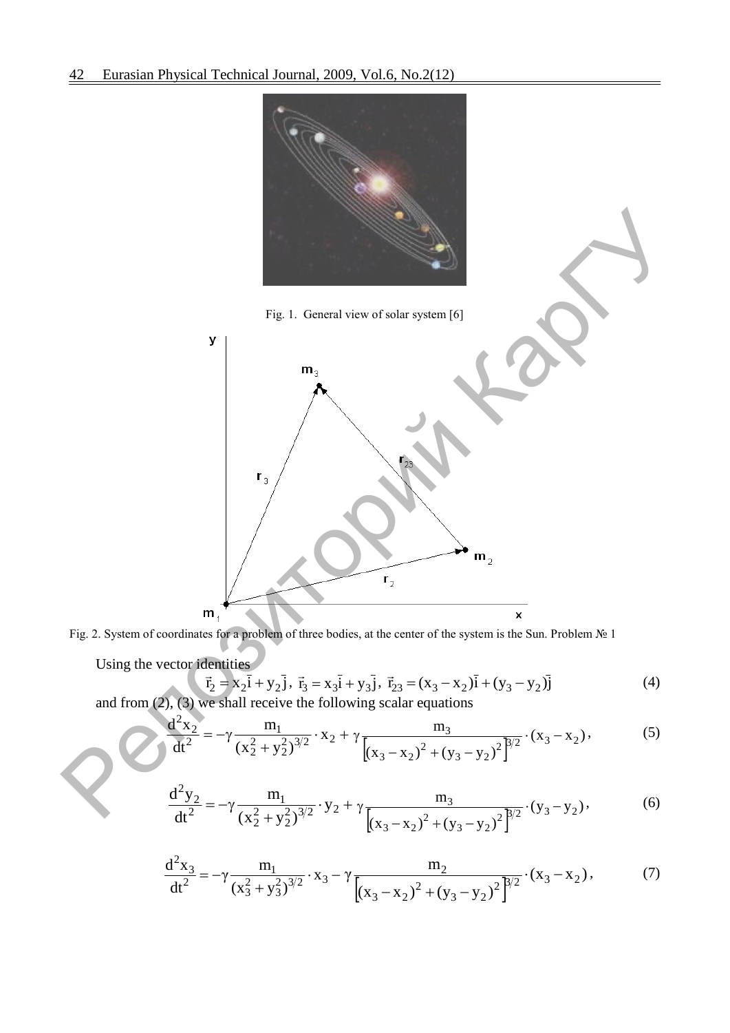Fig. 1. General view of solar system [6]

Fig. 2. System of coordinates for a problem of three bodies, at the center of the system is the Sun. Problem № 1

Using the vector identities

$$\vec{r}_2 = x_2\bar{i} + y_2\bar{j},\ \vec{r}_3 = x_3\bar{i} + y_3\bar{j},\ \vec{r}_{23} = (x_3 - x_2)\bar{i} + (y_3 - y_2)\bar{j} \tag{4}$$

and from (2), (3) we shall receive the following scalar equations

$$\frac{d^2x_2}{dt^2} = -\gamma\frac{m_1}{(x_2^2 + y_2^2)^{3/2}}\cdot x_2 + \gamma\frac{m_3}{\left[(x_3 - x_2)^2 + (y_3 - y_2)^2\right]^{3/2}}\cdot(x_3 - x_2), \tag{5}$$

$$\frac{d^2y_2}{dt^2} = -\gamma\frac{m_1}{(x_2^2 + y_2^2)^{3/2}}\cdot y_2 + \gamma\frac{m_3}{\left[(x_3 - x_2)^2 + (y_3 - y_2)^2\right]^{3/2}}\cdot(y_3 - y_2), \tag{6}$$

$$\frac{d^2x_3}{dt^2} = -\gamma\frac{m_1}{(x_3^2 + y_3^2)^{3/2}}\cdot x_3 - \gamma\frac{m_2}{\left[(x_3 - x_2)^2 + (y_3 - y_2)^2\right]^{3/2}}\cdot(x_3 - x_2), \tag{7}$$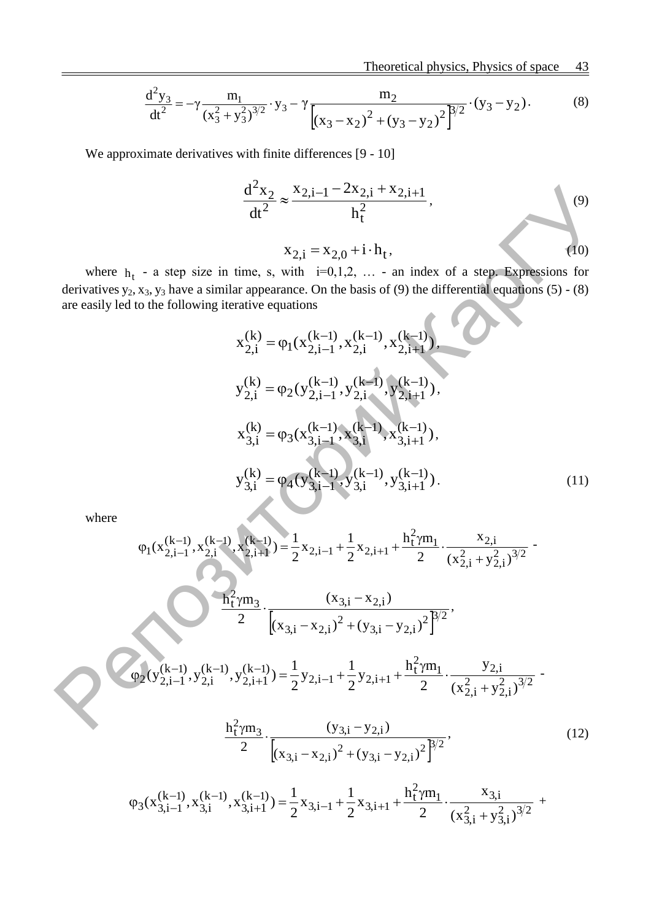$$\frac{d^2y_3}{dt^2} = -\gamma\frac{m_1}{(x_3^2+y_3^2)^{3/2}}\cdot y_3 - \gamma\frac{m_2}{\left[(x_3-x_2)^2+(y_3-y_2)^2\right]^{3/2}}\cdot(y_3-y_2). \tag{8}$$

We approximate derivatives with finite differences [9 - 10]

$$\frac{d^2x_2}{dt^2} \approx \frac{x_{2,i-1}-2x_{2,i}+x_{2,i+1}}{h_t^2}, \tag{9}$$

$$x_{2,i} = x_{2,0} + i\cdot h_t, \tag{10}$$

where $h_t$ - a step size in time, s, with i=0,1,2, … - an index of a step. Expressions for derivatives $y_2$, $x_3$, $y_3$ have a similar appearance. On the basis of (9) the differential equations (5) - (8) are easily led to the following iterative equations

$$x_{2,i}^{(k)} = \varphi_1(x_{2,i-1}^{(k-1)}, x_{2,i}^{(k-1)}, x_{2,i+1}^{(k-1)}),$$

$$y_{2,i}^{(k)} = \varphi_2(y_{2,i-1}^{(k-1)}, y_{2,i}^{(k-1)}, y_{2,i+1}^{(k-1)}),$$

$$x_{3,i}^{(k)} = \varphi_3(x_{3,i-1}^{(k-1)}, x_{3,i}^{(k-1)}, x_{3,i+1}^{(k-1)}),$$

$$y_{3,i}^{(k)} = \varphi_4(y_{3,i-1}^{(k-1)}, y_{3,i}^{(k-1)}, y_{3,i+1}^{(k-1)}). \tag{11}$$

where

$$\varphi_1(x_{2,i-1}^{(k-1)}, x_{2,i}^{(k-1)}, x_{2,i+1}^{(k-1)}) = \frac{1}{2}x_{2,i-1} + \frac{1}{2}x_{2,i+1} + \frac{h_t^2\gamma m_1}{2}\cdot\frac{x_{2,i}}{(x_{2,i}^2+y_{2,i}^2)^{3/2}} -$$

$$\frac{h_t^2\gamma m_3}{2}\cdot\frac{(x_{3,i}-x_{2,i})}{\left[(x_{3,i}-x_{2,i})^2+(y_{3,i}-y_{2,i})^2\right]^{3/2}},$$

$$\varphi_2(y_{2,i-1}^{(k-1)}, y_{2,i}^{(k-1)}, y_{2,i+1}^{(k-1)}) = \frac{1}{2}y_{2,i-1} + \frac{1}{2}y_{2,i+1} + \frac{h_t^2\gamma m_1}{2}\cdot\frac{y_{2,i}}{(x_{2,i}^2+y_{2,i}^2)^{3/2}} -$$

$$\frac{h_t^2\gamma m_3}{2}\cdot\frac{(y_{3,i}-y_{2,i})}{\left[(x_{3,i}-x_{2,i})^2+(y_{3,i}-y_{2,i})^2\right]^{3/2}}, \tag{12}$$

$$\varphi_3(x_{3,i-1}^{(k-1)}, x_{3,i}^{(k-1)}, x_{3,i+1}^{(k-1)}) = \frac{1}{2}x_{3,i-1} + \frac{1}{2}x_{3,i+1} + \frac{h_t^2\gamma m_1}{2}\cdot\frac{x_{3,i}}{(x_{3,i}^2+y_{3,i}^2)^{3/2}} +$$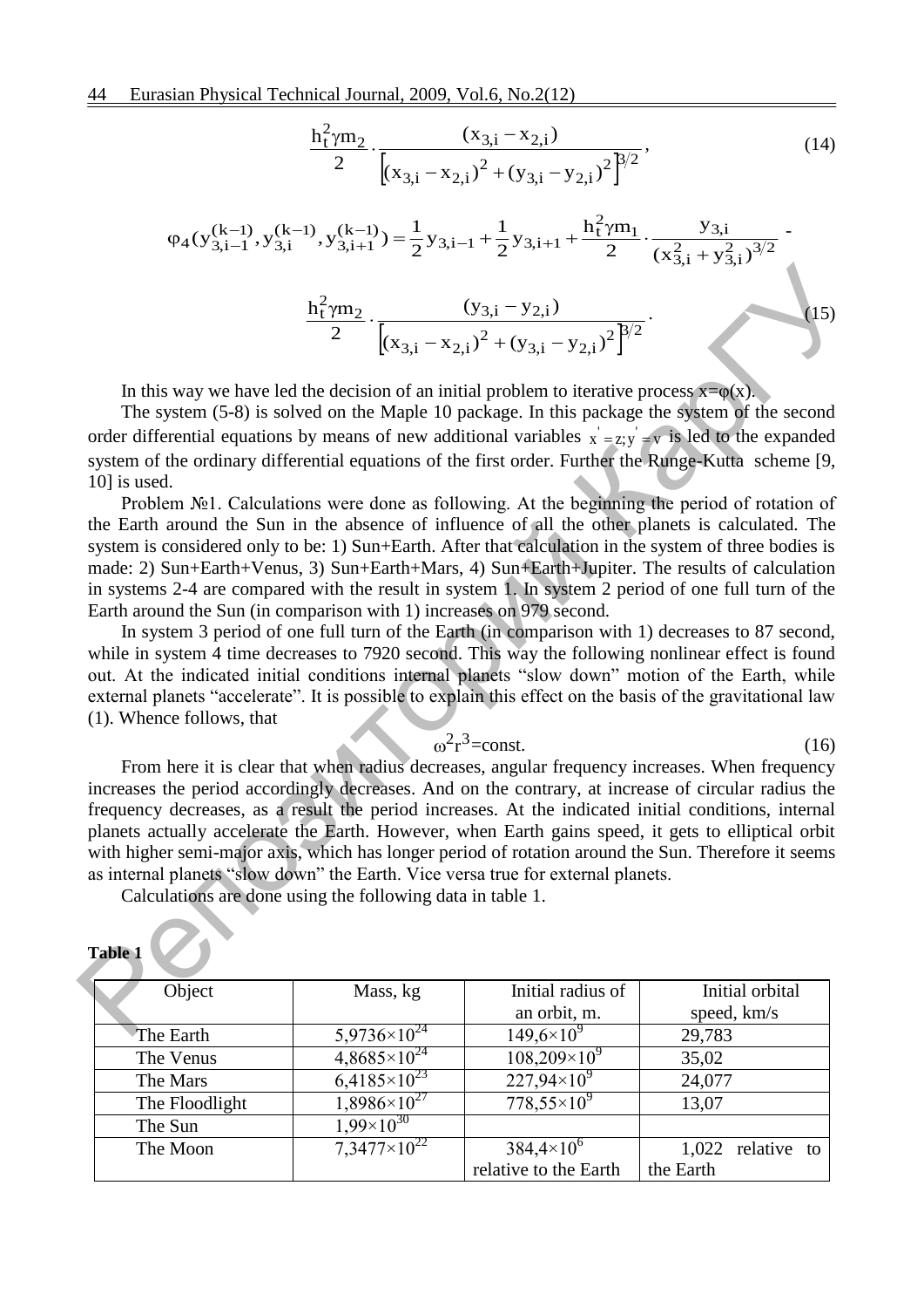$$\frac{h_t^2 \gamma m_2}{2} \cdot \frac{(x_{3,i} - x_{2,i})}{\left[(x_{3,i} - x_{2,i})^2 + (y_{3,i} - y_{2,i})^2\right]^{3/2}}, \tag{14}$$

$$\varphi_4(y_{3,i-1}^{(k-1)}, y_{3,i}^{(k-1)}, y_{3,i+1}^{(k-1)}) = \frac{1}{2} y_{3,i-1} + \frac{1}{2} y_{3,i+1} + \frac{h_t^2 \gamma m_1}{2} \cdot \frac{y_{3,i}}{(x_{3,i}^2 + y_{3,i}^2)^{3/2}} -$$

$$\frac{h_t^2 \gamma m_2}{2} \cdot \frac{(y_{3,i} - y_{2,i})}{\left[(x_{3,i} - x_{2,i})^2 + (y_{3,i} - y_{2,i})^2\right]^{3/2}}. \tag{15}$$

In this way we have led the decision of an initial problem to iterative process $x=\varphi(x)$.

The system (5-8) is solved on the Maple 10 package. In this package the system of the second order differential equations by means of new additional variables $x' = z; y' = v$ is led to the expanded system of the ordinary differential equations of the first order. Further the Runge-Kutta scheme [9, 10] is used.

Problem №1. Calculations were done as following. At the beginning the period of rotation of the Earth around the Sun in the absence of influence of all the other planets is calculated. The system is considered only to be: 1) Sun+Earth. After that calculation in the system of three bodies is made: 2) Sun+Earth+Venus, 3) Sun+Earth+Mars, 4) Sun+Earth+Jupiter. The results of calculation in systems 2-4 are compared with the result in system 1. In system 2 period of one full turn of the Earth around the Sun (in comparison with 1) increases on 979 second.

In system 3 period of one full turn of the Earth (in comparison with 1) decreases to 87 second, while in system 4 time decreases to 7920 second. This way the following nonlinear effect is found out. At the indicated initial conditions internal planets "slow down" motion of the Earth, while external planets "accelerate". It is possible to explain this effect on the basis of the gravitational law (1). Whence follows, that

$$\omega^2 r^3 = \text{const}. \tag{16}$$

From here it is clear that when radius decreases, angular frequency increases. When frequency increases the period accordingly decreases. And on the contrary, at increase of circular radius the frequency decreases, as a result the period increases. At the indicated initial conditions, internal planets actually accelerate the Earth. However, when Earth gains speed, it gets to elliptical orbit with higher semi-major axis, which has longer period of rotation around the Sun. Therefore it seems as internal planets "slow down" the Earth. Vice versa true for external planets.

Calculations are done using the following data in table 1.

**Table 1**

| Object | Mass, kg | Initial radius of an orbit, m. | Initial orbital speed, km/s |
|---|---|---|---|
| The Earth | $5{,}9736\times10^{24}$ | $149{,}6\times10^{9}$ | 29,783 |
| The Venus | $4{,}8685\times10^{24}$ | $108{,}209\times10^{9}$ | 35,02 |
| The Mars | $6{,}4185\times10^{23}$ | $227{,}94\times10^{9}$ | 24,077 |
| The Floodlight | $1{,}8986\times10^{27}$ | $778{,}55\times10^{9}$ | 13,07 |
| The Sun | $1{,}99\times10^{30}$ | | |
| The Moon | $7{,}3477\times10^{22}$ | $384{,}4\times10^{6}$ relative to the Earth | 1,022 relative to the Earth |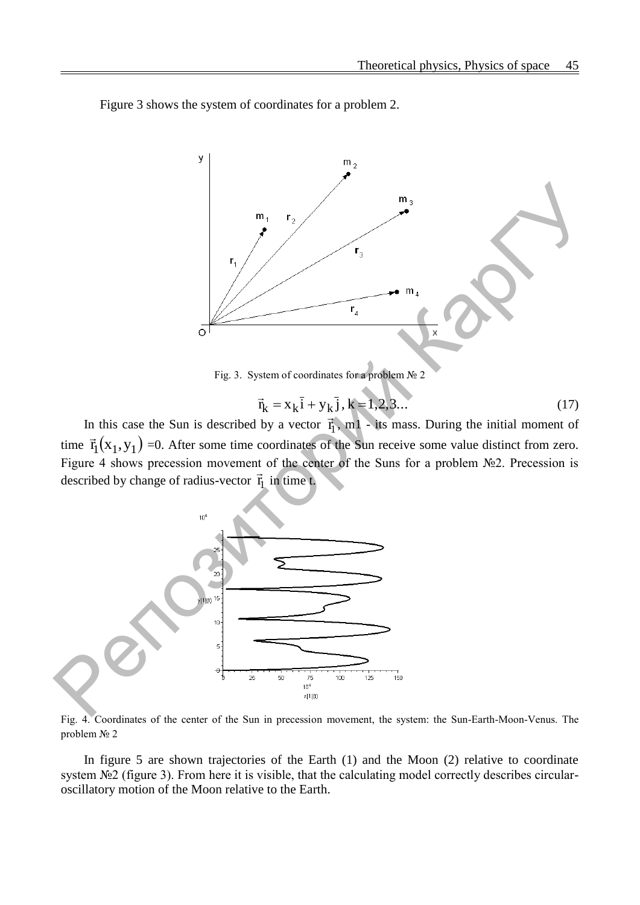Figure 3 shows the system of coordinates for a problem 2.

Fig. 3. System of coordinates for a problem № 2

$$\vec{r}_k = x_k \bar{i} + y_k \bar{j},\ k = 1,2,3... \tag{17}$$

In this case the Sun is described by a vector $\vec{r}_1$, m1 - its mass. During the initial moment of time $\vec{r}_1(x_1, y_1)$ =0. After some time coordinates of the Sun receive some value distinct from zero. Figure 4 shows precession movement of the center of the Suns for a problem №2. Precession is described by change of radius-vector $\vec{r}_1$ in time t.

Fig. 4. Coordinates of the center of the Sun in precession movement, the system: the Sun-Earth-Moon-Venus. The problem № 2

In figure 5 are shown trajectories of the Earth (1) and the Moon (2) relative to coordinate system №2 (figure 3). From here it is visible, that the calculating model correctly describes circular-oscillatory motion of the Moon relative to the Earth.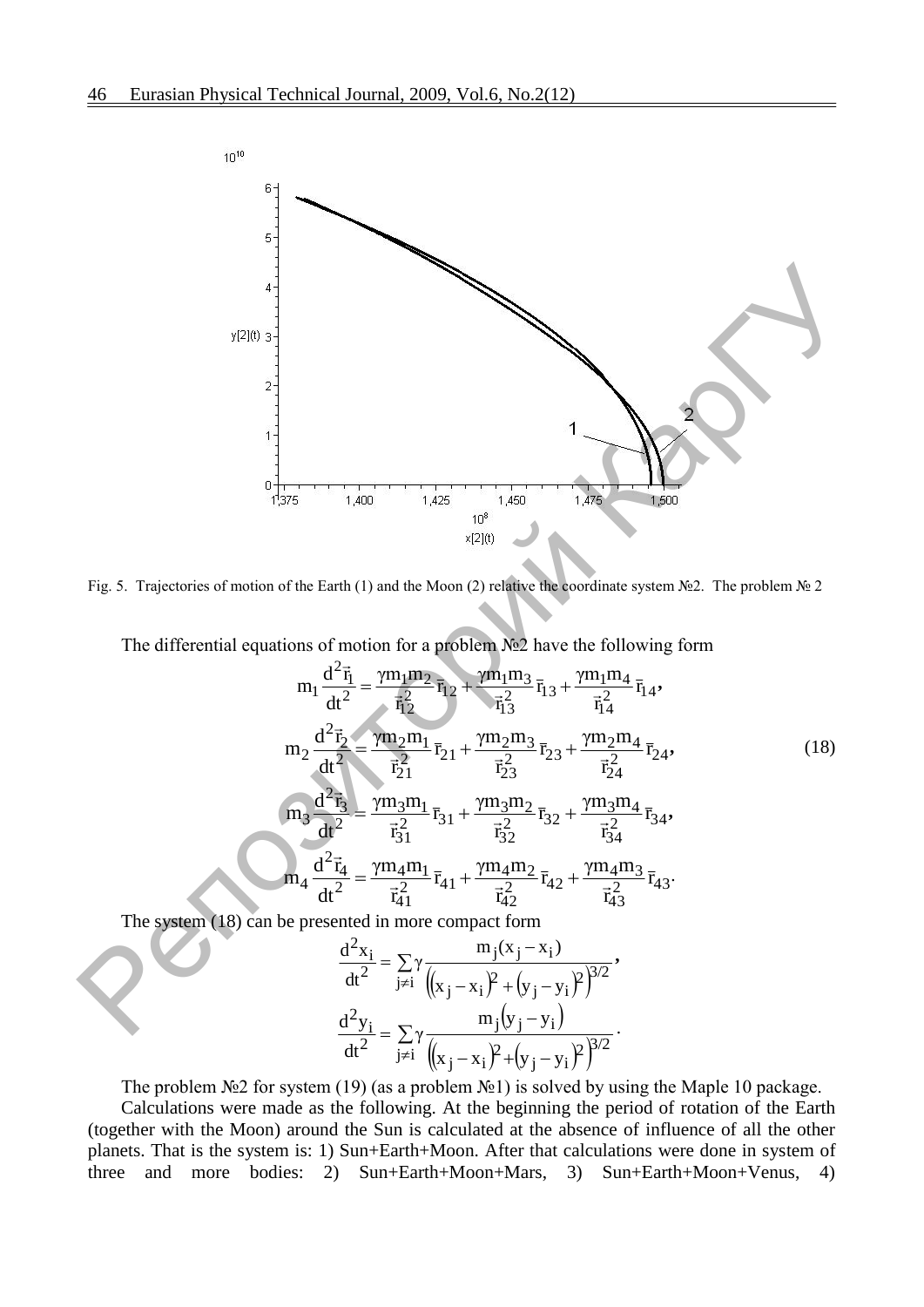Fig. 5. Trajectories of motion of the Earth (1) and the Moon (2) relative the coordinate system №2. The problem № 2

The differential equations of motion for a problem №2 have the following form

$$
\begin{aligned}
m_1 \frac{d^2\vec{r}_1}{dt^2} &= \frac{\gamma m_1 m_2}{\vec{r}_{12}^{\,2}}\bar{r}_{12} + \frac{\gamma m_1 m_3}{\vec{r}_{13}^{\,2}}\bar{r}_{13} + \frac{\gamma m_1 m_4}{\vec{r}_{14}^{\,2}}\bar{r}_{14}, \\
m_2 \frac{d^2\vec{r}_2}{dt^2} &= \frac{\gamma m_2 m_1}{\vec{r}_{21}^{\,2}}\bar{r}_{21} + \frac{\gamma m_2 m_3}{\vec{r}_{23}^{\,2}}\bar{r}_{23} + \frac{\gamma m_2 m_4}{\vec{r}_{24}^{\,2}}\bar{r}_{24}, \\
m_3 \frac{d^2\vec{r}_3}{dt^2} &= \frac{\gamma m_3 m_1}{\vec{r}_{31}^{\,2}}\bar{r}_{31} + \frac{\gamma m_3 m_2}{\vec{r}_{32}^{\,2}}\bar{r}_{32} + \frac{\gamma m_3 m_4}{\vec{r}_{34}^{\,2}}\bar{r}_{34}, \\
m_4 \frac{d^2\vec{r}_4}{dt^2} &= \frac{\gamma m_4 m_1}{\vec{r}_{41}^{\,2}}\bar{r}_{41} + \frac{\gamma m_4 m_2}{\vec{r}_{42}^{\,2}}\bar{r}_{42} + \frac{\gamma m_4 m_3}{\vec{r}_{43}^{\,2}}\bar{r}_{43}.
\end{aligned}
\tag{18}
$$

The system (18) can be presented in more compact form

$$
\frac{d^2 x_i}{dt^2} = \sum_{j \neq i} \gamma \frac{m_j (x_j - x_i)}{\left((x_j - x_i)^2 + (y_j - y_i)^2\right)^{3/2}},
$$

$$
\frac{d^2 y_i}{dt^2} = \sum_{j \neq i} \gamma \frac{m_j (y_j - y_i)}{\left((x_j - x_i)^2 + (y_j - y_i)^2\right)^{3/2}}.
$$

The problem №2 for system (19) (as a problem №1) is solved by using the Maple 10 package.

Calculations were made as the following. At the beginning the period of rotation of the Earth (together with the Moon) around the Sun is calculated at the absence of influence of all the other planets. That is the system is: 1) Sun+Earth+Moon. After that calculations were done in system of three and more bodies: 2) Sun+Earth+Moon+Mars, 3) Sun+Earth+Moon+Venus, 4)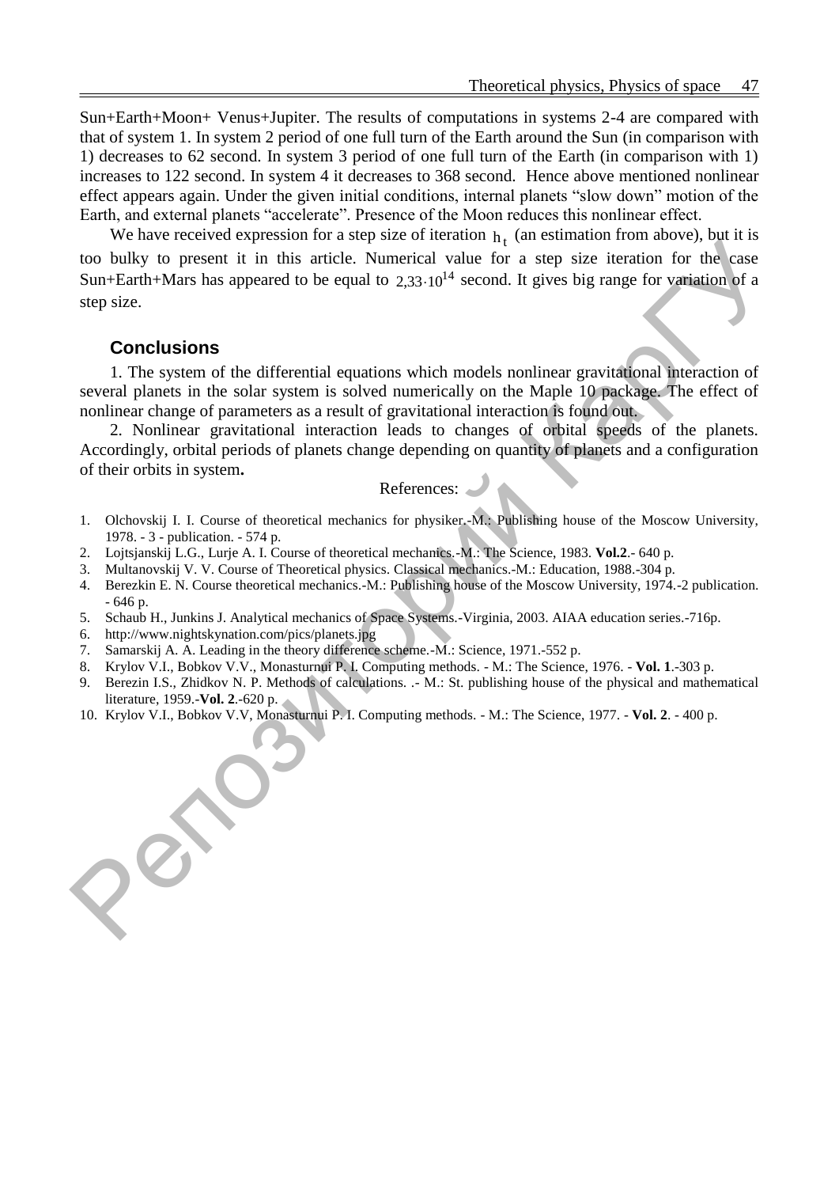Sun+Earth+Moon+ Venus+Jupiter. The results of computations in systems 2-4 are compared with that of system 1. In system 2 period of one full turn of the Earth around the Sun (in comparison with 1) decreases to 62 second. In system 3 period of one full turn of the Earth (in comparison with 1) increases to 122 second. In system 4 it decreases to 368 second. Hence above mentioned nonlinear effect appears again. Under the given initial conditions, internal planets "slow down" motion of the Earth, and external planets "accelerate". Presence of the Moon reduces this nonlinear effect.

We have received expression for a step size of iteration $h_t$ (an estimation from above), but it is too bulky to present it in this article. Numerical value for a step size iteration for the case Sun+Earth+Mars has appeared to be equal to $2{,}33 \cdot 10^{14}$ second. It gives big range for variation of a step size.

## Conclusions

1. The system of the differential equations which models nonlinear gravitational interaction of several planets in the solar system is solved numerically on the Maple 10 package. The effect of nonlinear change of parameters as a result of gravitational interaction is found out.

2. Nonlinear gravitational interaction leads to changes of orbital speeds of the planets. Accordingly, orbital periods of planets change depending on quantity of planets and a configuration of their orbits in system**.**

References:

1. Olchovskij I. I. Course of theoretical mechanics for physiker.-M.: Publishing house of the Moscow University, 1978. - 3 - publication. - 574 p.
2. Lojtsjanskij L.G., Lurje A. I. Course of theoretical mechanics.-M.: The Science, 1983. **Vol.2**.- 640 p.
3. Multanovskij V. V. Course of Theoretical physics. Classical mechanics.-M.: Education, 1988.-304 p.
4. Berezkin E. N. Course theoretical mechanics.-M.: Publishing house of the Moscow University, 1974.-2 publication. - 646 p.
5. Schaub H., Junkins J. Analytical mechanics of Space Systems.-Virginia, 2003. AIAA education series.-716p.
6. http://www.nightskynation.com/pics/planets.jpg
7. Samarskij A. A. Leading in the theory difference scheme.-M.: Science, 1971.-552 p.
8. Krylov V.I., Bobkov V.V., Monasturnui P. I. Computing methods. - M.: The Science, 1976. - **Vol. 1**.-303 p.
9. Berezin I.S., Zhidkov N. P. Methods of calculations. .- M.: St. publishing house of the physical and mathematical literature, 1959.-**Vol. 2**.-620 p.
10. Krylov V.I., Bobkov V.V, Monasturnui P. I. Computing methods. - M.: The Science, 1977. - **Vol. 2**. - 400 p.